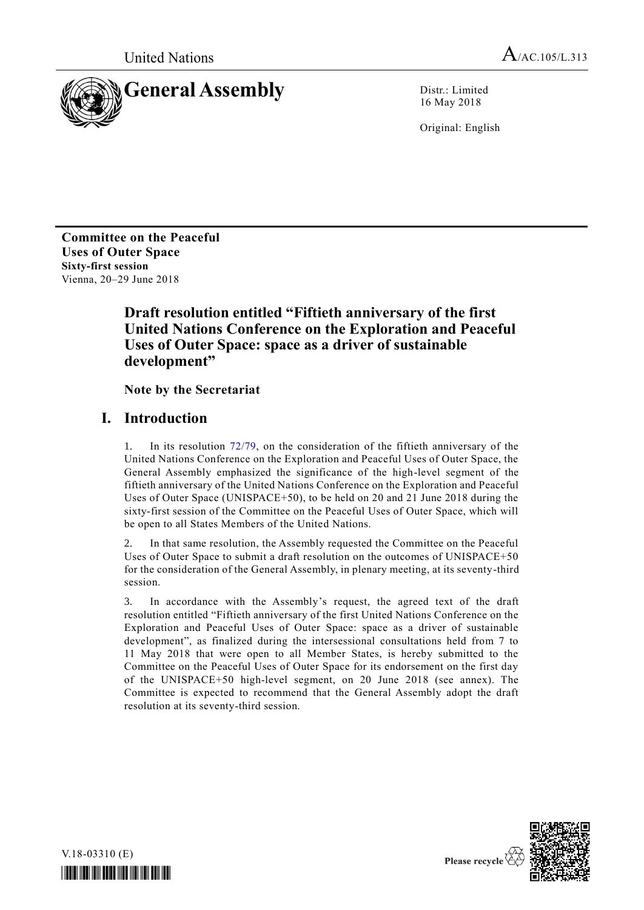United Nations

A/AC.105/L.313

# General Assembly

Distr.: Limited
16 May 2018

Original: English

**Committee on the Peaceful Uses of Outer Space**
**Sixty-first session**
Vienna, 20–29 June 2018

## Draft resolution entitled "Fiftieth anniversary of the first United Nations Conference on the Exploration and Peaceful Uses of Outer Space: space as a driver of sustainable development"

**Note by the Secretariat**

## I. Introduction

1. In its resolution 72/79, on the consideration of the fiftieth anniversary of the United Nations Conference on the Exploration and Peaceful Uses of Outer Space, the General Assembly emphasized the significance of the high-level segment of the fiftieth anniversary of the United Nations Conference on the Exploration and Peaceful Uses of Outer Space (UNISPACE+50), to be held on 20 and 21 June 2018 during the sixty-first session of the Committee on the Peaceful Uses of Outer Space, which will be open to all States Members of the United Nations.

2. In that same resolution, the Assembly requested the Committee on the Peaceful Uses of Outer Space to submit a draft resolution on the outcomes of UNISPACE+50 for the consideration of the General Assembly, in plenary meeting, at its seventy-third session.

3. In accordance with the Assembly's request, the agreed text of the draft resolution entitled "Fiftieth anniversary of the first United Nations Conference on the Exploration and Peaceful Uses of Outer Space: space as a driver of sustainable development", as finalized during the intersessional consultations held from 7 to 11 May 2018 that were open to all Member States, is hereby submitted to the Committee on the Peaceful Uses of Outer Space for its endorsement on the first day of the UNISPACE+50 high-level segment, on 20 June 2018 (see annex). The Committee is expected to recommend that the General Assembly adopt the draft resolution at its seventy-third session.

V.18-03310 (E)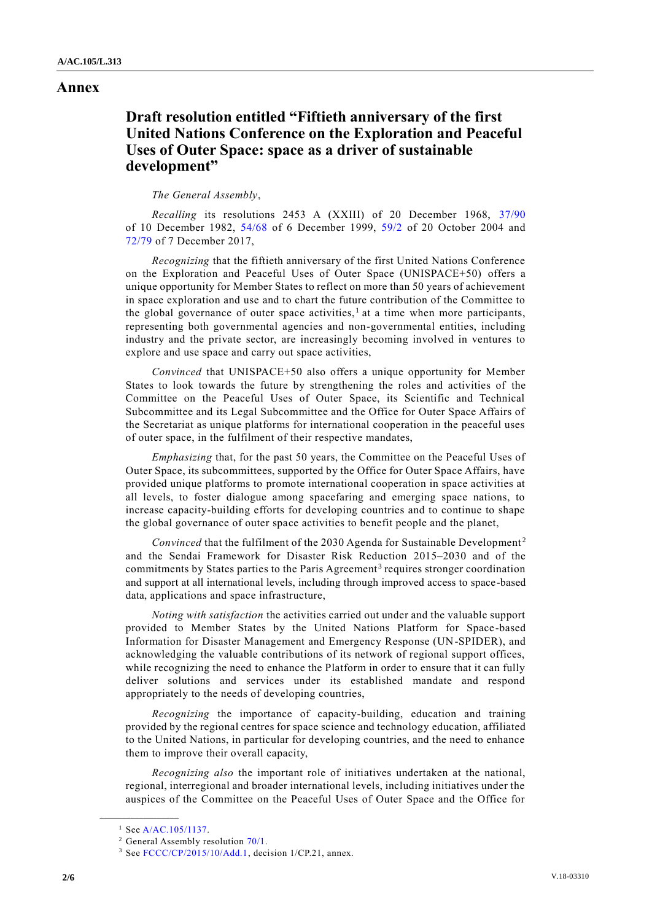# Annex

## Draft resolution entitled "Fiftieth anniversary of the first United Nations Conference on the Exploration and Peaceful Uses of Outer Space: space as a driver of sustainable development"

*The General Assembly*,

*Recalling* its resolutions 2453 A (XXIII) of 20 December 1968, 37/90 of 10 December 1982, 54/68 of 6 December 1999, 59/2 of 20 October 2004 and 72/79 of 7 December 2017,

*Recognizing* that the fiftieth anniversary of the first United Nations Conference on the Exploration and Peaceful Uses of Outer Space (UNISPACE+50) offers a unique opportunity for Member States to reflect on more than 50 years of achievement in space exploration and use and to chart the future contribution of the Committee to the global governance of outer space activities,[1] at a time when more participants, representing both governmental agencies and non-governmental entities, including industry and the private sector, are increasingly becoming involved in ventures to explore and use space and carry out space activities,

*Convinced* that UNISPACE+50 also offers a unique opportunity for Member States to look towards the future by strengthening the roles and activities of the Committee on the Peaceful Uses of Outer Space, its Scientific and Technical Subcommittee and its Legal Subcommittee and the Office for Outer Space Affairs of the Secretariat as unique platforms for international cooperation in the peaceful uses of outer space, in the fulfilment of their respective mandates,

*Emphasizing* that, for the past 50 years, the Committee on the Peaceful Uses of Outer Space, its subcommittees, supported by the Office for Outer Space Affairs, have provided unique platforms to promote international cooperation in space activities at all levels, to foster dialogue among spacefaring and emerging space nations, to increase capacity-building efforts for developing countries and to continue to shape the global governance of outer space activities to benefit people and the planet,

*Convinced* that the fulfilment of the 2030 Agenda for Sustainable Development[2] and the Sendai Framework for Disaster Risk Reduction 2015–2030 and of the commitments by States parties to the Paris Agreement[3] requires stronger coordination and support at all international levels, including through improved access to space-based data, applications and space infrastructure,

*Noting with satisfaction* the activities carried out under and the valuable support provided to Member States by the United Nations Platform for Space-based Information for Disaster Management and Emergency Response (UN-SPIDER), and acknowledging the valuable contributions of its network of regional support offices, while recognizing the need to enhance the Platform in order to ensure that it can fully deliver solutions and services under its established mandate and respond appropriately to the needs of developing countries,

*Recognizing* the importance of capacity-building, education and training provided by the regional centres for space science and technology education, affiliated to the United Nations, in particular for developing countries, and the need to enhance them to improve their overall capacity,

*Recognizing also* the important role of initiatives undertaken at the national, regional, interregional and broader international levels, including initiatives under the auspices of the Committee on the Peaceful Uses of Outer Space and the Office for

---

[1] See A/AC.105/1137.

[2] General Assembly resolution 70/1.

[3] See FCCC/CP/2015/10/Add.1, decision 1/CP.21, annex.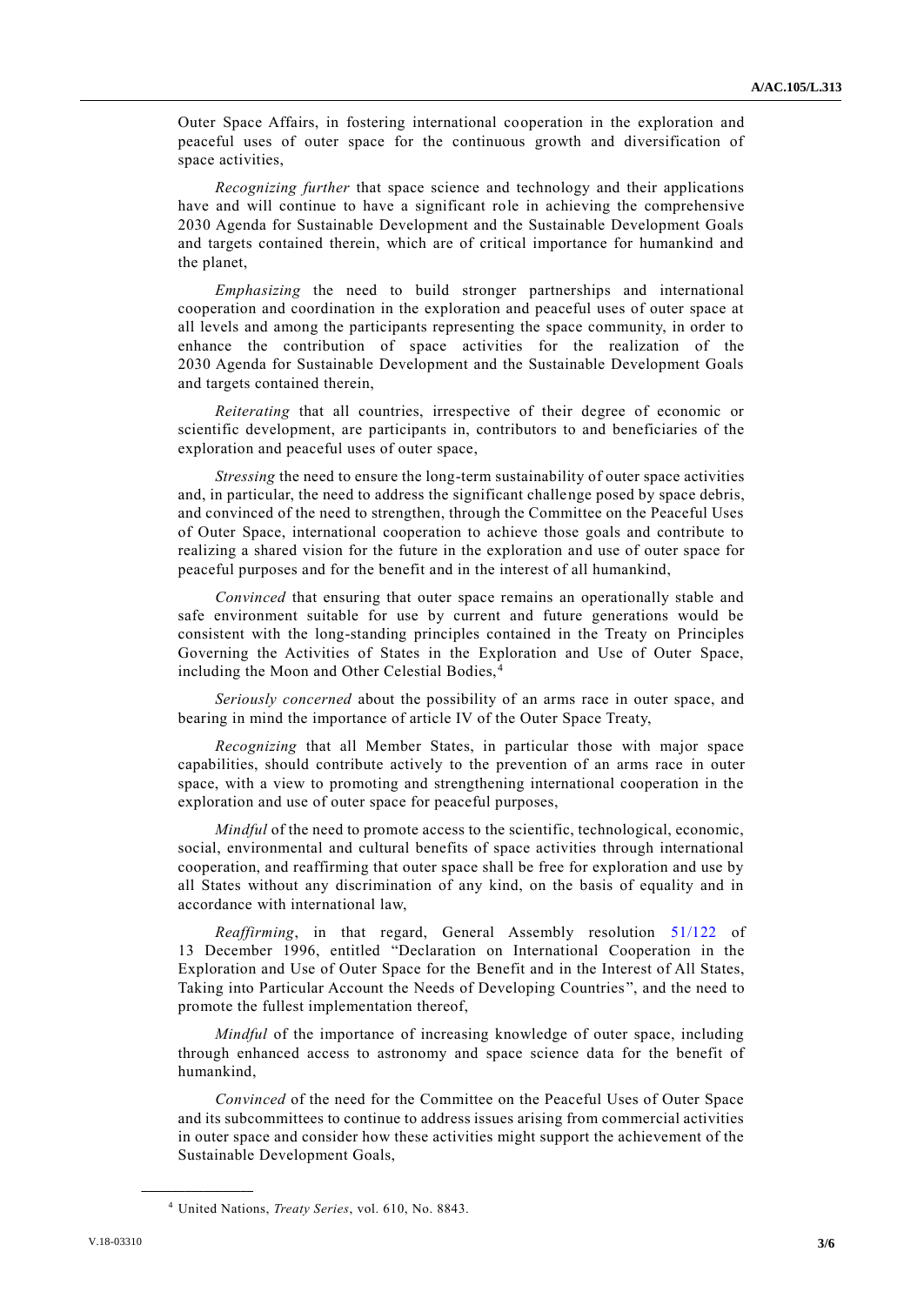Outer Space Affairs, in fostering international cooperation in the exploration and peaceful uses of outer space for the continuous growth and diversification of space activities,

*Recognizing further* that space science and technology and their applications have and will continue to have a significant role in achieving the comprehensive 2030 Agenda for Sustainable Development and the Sustainable Development Goals and targets contained therein, which are of critical importance for humankind and the planet,

*Emphasizing* the need to build stronger partnerships and international cooperation and coordination in the exploration and peaceful uses of outer space at all levels and among the participants representing the space community, in order to enhance the contribution of space activities for the realization of the 2030 Agenda for Sustainable Development and the Sustainable Development Goals and targets contained therein,

*Reiterating* that all countries, irrespective of their degree of economic or scientific development, are participants in, contributors to and beneficiaries of the exploration and peaceful uses of outer space,

*Stressing* the need to ensure the long-term sustainability of outer space activities and, in particular, the need to address the significant challenge posed by space debris, and convinced of the need to strengthen, through the Committee on the Peaceful Uses of Outer Space, international cooperation to achieve those goals and contribute to realizing a shared vision for the future in the exploration and use of outer space for peaceful purposes and for the benefit and in the interest of all humankind,

*Convinced* that ensuring that outer space remains an operationally stable and safe environment suitable for use by current and future generations would be consistent with the long-standing principles contained in the Treaty on Principles Governing the Activities of States in the Exploration and Use of Outer Space, including the Moon and Other Celestial Bodies,[4]

*Seriously concerned* about the possibility of an arms race in outer space, and bearing in mind the importance of article IV of the Outer Space Treaty,

*Recognizing* that all Member States, in particular those with major space capabilities, should contribute actively to the prevention of an arms race in outer space, with a view to promoting and strengthening international cooperation in the exploration and use of outer space for peaceful purposes,

*Mindful* of the need to promote access to the scientific, technological, economic, social, environmental and cultural benefits of space activities through international cooperation, and reaffirming that outer space shall be free for exploration and use by all States without any discrimination of any kind, on the basis of equality and in accordance with international law,

*Reaffirming*, in that regard, General Assembly resolution 51/122 of 13 December 1996, entitled "Declaration on International Cooperation in the Exploration and Use of Outer Space for the Benefit and in the Interest of All States, Taking into Particular Account the Needs of Developing Countries", and the need to promote the fullest implementation thereof,

*Mindful* of the importance of increasing knowledge of outer space, including through enhanced access to astronomy and space science data for the benefit of humankind,

*Convinced* of the need for the Committee on the Peaceful Uses of Outer Space and its subcommittees to continue to address issues arising from commercial activities in outer space and consider how these activities might support the achievement of the Sustainable Development Goals,

---

[4] United Nations, *Treaty Series*, vol. 610, No. 8843.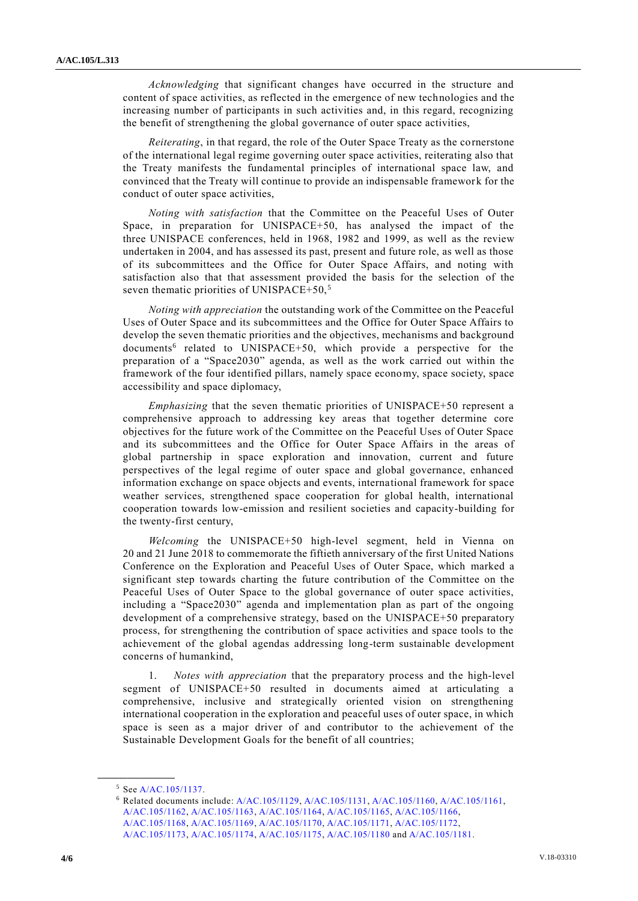*Acknowledging* that significant changes have occurred in the structure and content of space activities, as reflected in the emergence of new technologies and the increasing number of participants in such activities and, in this regard, recognizing the benefit of strengthening the global governance of outer space activities,

*Reiterating*, in that regard, the role of the Outer Space Treaty as the cornerstone of the international legal regime governing outer space activities, reiterating also that the Treaty manifests the fundamental principles of international space law, and convinced that the Treaty will continue to provide an indispensable framework for the conduct of outer space activities,

*Noting with satisfaction* that the Committee on the Peaceful Uses of Outer Space, in preparation for UNISPACE+50, has analysed the impact of the three UNISPACE conferences, held in 1968, 1982 and 1999, as well as the review undertaken in 2004, and has assessed its past, present and future role, as well as those of its subcommittees and the Office for Outer Space Affairs, and noting with satisfaction also that that assessment provided the basis for the selection of the seven thematic priorities of UNISPACE+50,[5]

*Noting with appreciation* the outstanding work of the Committee on the Peaceful Uses of Outer Space and its subcommittees and the Office for Outer Space Affairs to develop the seven thematic priorities and the objectives, mechanisms and background documents[6] related to UNISPACE+50, which provide a perspective for the preparation of a "Space2030" agenda, as well as the work carried out within the framework of the four identified pillars, namely space economy, space society, space accessibility and space diplomacy,

*Emphasizing* that the seven thematic priorities of UNISPACE+50 represent a comprehensive approach to addressing key areas that together determine core objectives for the future work of the Committee on the Peaceful Uses of Outer Space and its subcommittees and the Office for Outer Space Affairs in the areas of global partnership in space exploration and innovation, current and future perspectives of the legal regime of outer space and global governance, enhanced information exchange on space objects and events, international framework for space weather services, strengthened space cooperation for global health, international cooperation towards low-emission and resilient societies and capacity-building for the twenty-first century,

*Welcoming* the UNISPACE+50 high-level segment, held in Vienna on 20 and 21 June 2018 to commemorate the fiftieth anniversary of the first United Nations Conference on the Exploration and Peaceful Uses of Outer Space, which marked a significant step towards charting the future contribution of the Committee on the Peaceful Uses of Outer Space to the global governance of outer space activities, including a "Space2030" agenda and implementation plan as part of the ongoing development of a comprehensive strategy, based on the UNISPACE+50 preparatory process, for strengthening the contribution of space activities and space tools to the achievement of the global agendas addressing long-term sustainable development concerns of humankind,

1. *Notes with appreciation* that the preparatory process and the high-level segment of UNISPACE+50 resulted in documents aimed at articulating a comprehensive, inclusive and strategically oriented vision on strengthening international cooperation in the exploration and peaceful uses of outer space, in which space is seen as a major driver of and contributor to the achievement of the Sustainable Development Goals for the benefit of all countries;

---

[5] See A/AC.105/1137.

[6] Related documents include: A/AC.105/1129, A/AC.105/1131, A/AC.105/1160, A/AC.105/1161, A/AC.105/1162, A/AC.105/1163, A/AC.105/1164, A/AC.105/1165, A/AC.105/1166, A/AC.105/1168, A/AC.105/1169, A/AC.105/1170, A/AC.105/1171, A/AC.105/1172, A/AC.105/1173, A/AC.105/1174, A/AC.105/1175, A/AC.105/1180 and A/AC.105/1181.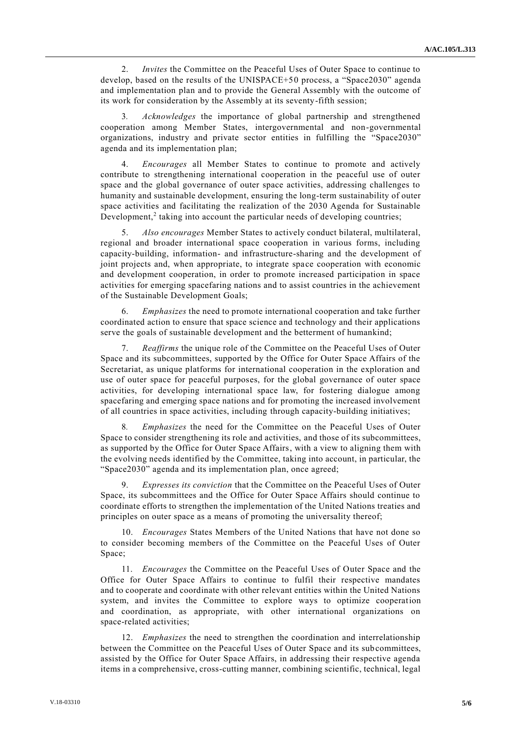2. *Invites* the Committee on the Peaceful Uses of Outer Space to continue to develop, based on the results of the UNISPACE+50 process, a "Space2030" agenda and implementation plan and to provide the General Assembly with the outcome of its work for consideration by the Assembly at its seventy-fifth session;

3. *Acknowledges* the importance of global partnership and strengthened cooperation among Member States, intergovernmental and non-governmental organizations, industry and private sector entities in fulfilling the "Space2030" agenda and its implementation plan;

4. *Encourages* all Member States to continue to promote and actively contribute to strengthening international cooperation in the peaceful use of outer space and the global governance of outer space activities, addressing challenges to humanity and sustainable development, ensuring the long-term sustainability of outer space activities and facilitating the realization of the 2030 Agenda for Sustainable Development,[2] taking into account the particular needs of developing countries;

5. *Also encourages* Member States to actively conduct bilateral, multilateral, regional and broader international space cooperation in various forms, including capacity-building, information- and infrastructure-sharing and the development of joint projects and, when appropriate, to integrate space cooperation with economic and development cooperation, in order to promote increased participation in space activities for emerging spacefaring nations and to assist countries in the achievement of the Sustainable Development Goals;

6. *Emphasizes* the need to promote international cooperation and take further coordinated action to ensure that space science and technology and their applications serve the goals of sustainable development and the betterment of humankind;

7. *Reaffirms* the unique role of the Committee on the Peaceful Uses of Outer Space and its subcommittees, supported by the Office for Outer Space Affairs of the Secretariat, as unique platforms for international cooperation in the exploration and use of outer space for peaceful purposes, for the global governance of outer space activities, for developing international space law, for fostering dialogue among spacefaring and emerging space nations and for promoting the increased involvement of all countries in space activities, including through capacity-building initiatives;

8. *Emphasizes* the need for the Committee on the Peaceful Uses of Outer Space to consider strengthening its role and activities, and those of its subcommittees, as supported by the Office for Outer Space Affairs, with a view to aligning them with the evolving needs identified by the Committee, taking into account, in particular, the "Space2030" agenda and its implementation plan, once agreed;

9. *Expresses its conviction* that the Committee on the Peaceful Uses of Outer Space, its subcommittees and the Office for Outer Space Affairs should continue to coordinate efforts to strengthen the implementation of the United Nations treaties and principles on outer space as a means of promoting the universality thereof;

10. *Encourages* States Members of the United Nations that have not done so to consider becoming members of the Committee on the Peaceful Uses of Outer Space;

11. *Encourages* the Committee on the Peaceful Uses of Outer Space and the Office for Outer Space Affairs to continue to fulfil their respective mandates and to cooperate and coordinate with other relevant entities within the United Nations system, and invites the Committee to explore ways to optimize cooperation and coordination, as appropriate, with other international organizations on space-related activities;

12. *Emphasizes* the need to strengthen the coordination and interrelationship between the Committee on the Peaceful Uses of Outer Space and its subcommittees, assisted by the Office for Outer Space Affairs, in addressing their respective agenda items in a comprehensive, cross-cutting manner, combining scientific, technical, legal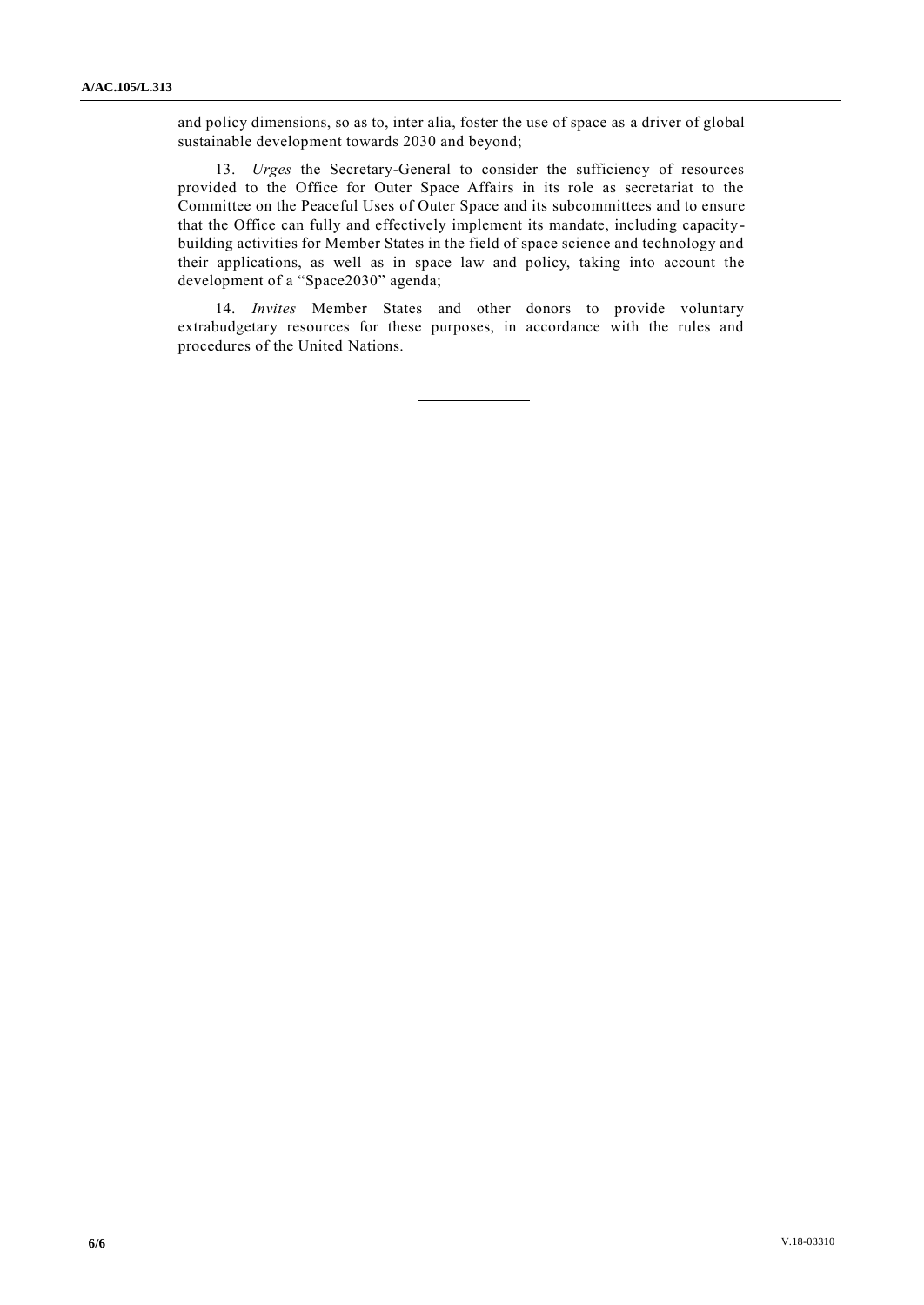and policy dimensions, so as to, inter alia, foster the use of space as a driver of global sustainable development towards 2030 and beyond;

13. *Urges* the Secretary-General to consider the sufficiency of resources provided to the Office for Outer Space Affairs in its role as secretariat to the Committee on the Peaceful Uses of Outer Space and its subcommittees and to ensure that the Office can fully and effectively implement its mandate, including capacity-building activities for Member States in the field of space science and technology and their applications, as well as in space law and policy, taking into account the development of a "Space2030" agenda;

14. *Invites* Member States and other donors to provide voluntary extrabudgetary resources for these purposes, in accordance with the rules and procedures of the United Nations.